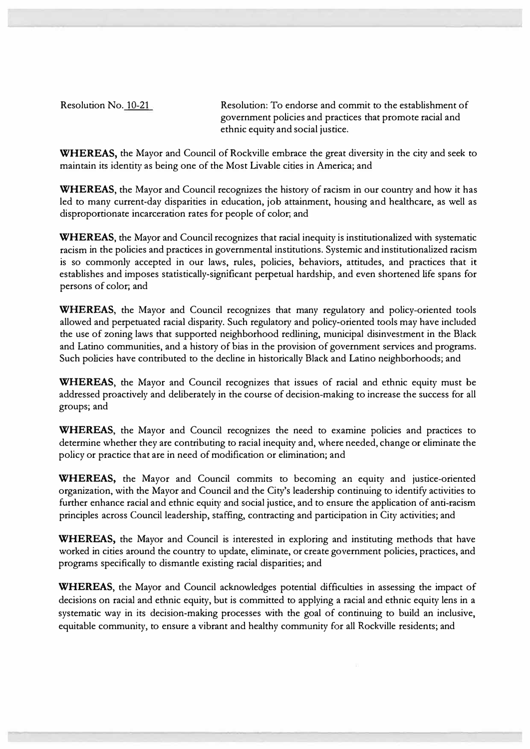Resolution No. 10-21

Resolution: To endorse and commit to the establishment of government policies and practices that promote racial and ethnic equity and social justice.

**WHEREAS,** the Mayor and Council of Rockville embrace the great diversity in the city and seek to maintain its identity as being one of the Most Livable cities in America; and

**WHEREAS**, the Mayor and Council recognizes the history of racism in our country and how it has led to many current-day disparities in education, job attainment, housing and healthcare, as well as disproportionate incarceration rates for people of color; and

**WHEREAS**, the Mayor and Council recognizes that racial inequity is institutionalized with systematic racism in the policies and practices in governmental institutions. Systemic and institutionalized racism is so commonly accepted in our laws, rules, policies, behaviors, attitudes, and practices that it establishes and imposes statistically-significant perpetual hardship, and even shortened life spans for persons of color; and

**WHEREAS**, the Mayor and Council recognizes that many regulatory and policy-oriented tools allowed and perpetuated racial disparity. Such regulatory and policy-oriented tools may have included the use of zoning laws that supported neighborhood redlining, municipal disinvestment in the Black and Latino communities, and a history of bias in the provision of government services and programs. Such policies have contributed to the decline in historically Black and Latino neighborhoods; and

**WHEREAS**, the Mayor and Council recognizes that issues of racial and ethnic equity must be addressed proactively and deliberately in the course of decision-making to increase the success for all groups; and

**WHEREAS**, the Mayor and Council recognizes the need to examine policies and practices to determine whether they are contributing to racial inequity and, where needed, change or eliminate the policy or practice that are in need of modification or elimination; and

**WHEREAS,** the Mayor and Council commits to becoming an equity and justice-oriented organization, with the Mayor and Council and the City's leadership continuing to identify activities to further enhance racial and ethnic equity and social justice, and to ensure the application of anti-racism principles across Council leadership, staffing, contracting and participation in City activities; and

**WHEREAS,** the Mayor and Council is interested in exploring and instituting methods that have worked in cities around the country to update, eliminate, or create government policies, practices, and programs specifically to dismantle existing racial disparities; and

**WHEREAS**, the Mayor and Council acknowledges potential difficulties in assessing the impact of decisions on racial and ethnic equity, but is committed to applying a racial and ethnic equity lens in a systematic way in its decision-making processes with the goal of continuing to build an inclusive, equitable community, to ensure a vibrant and healthy community for all Rockville residents; and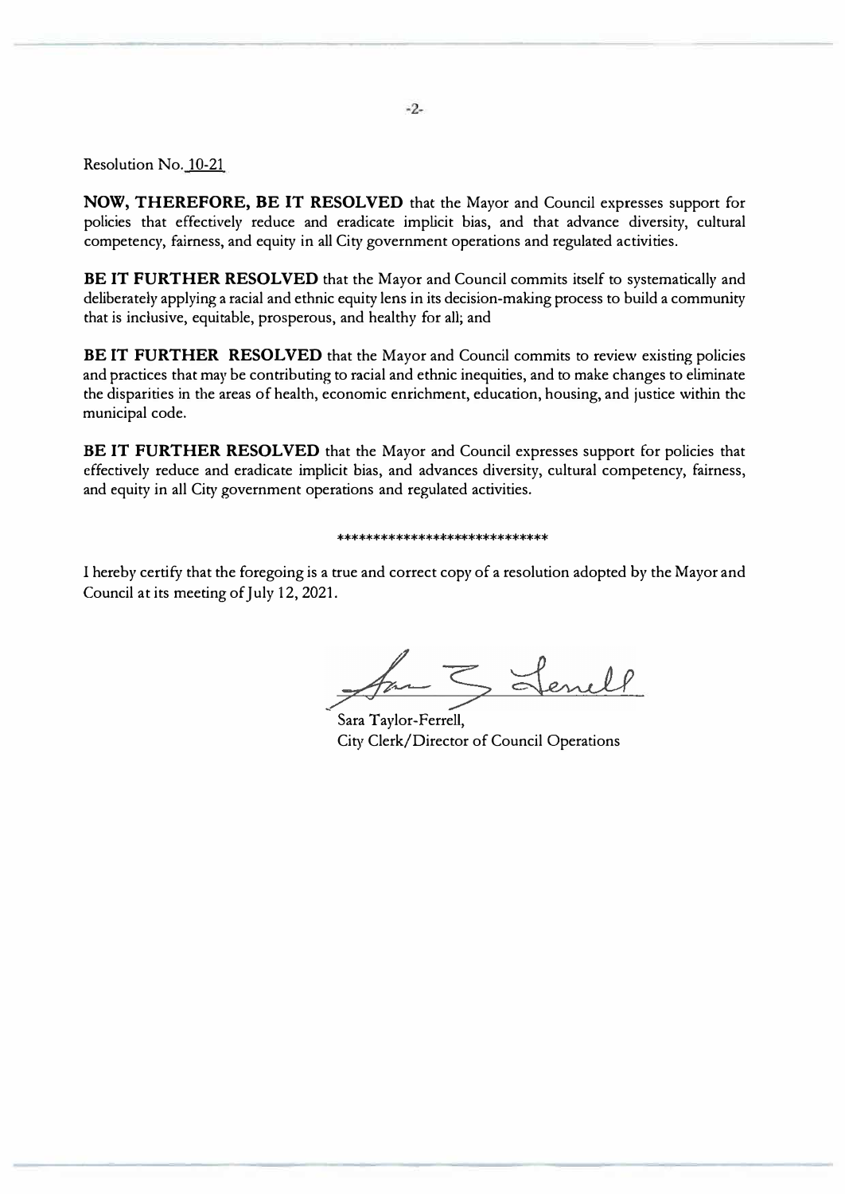Resolution No. 10-21

**NOW, THEREFORE, BE IT RESOLVED** that the Mayor and Council expresses support for policies that effectively reduce and eradicate implicit bias, and that advance diversity, cultural competency, fairness, and equity in all City government operations and regulated activities.

**BE IT FURTHER RESOLVED** that the Mayor and Council commits itself to systematically and deliberately applying a racial and ethnic equity lens in its decision-making process to build a community that is inclusive, equitable, prosperous, and healthy for all; and

**BE IT FURTHER RESOLVED** that the Mayor and Council commits to review existing policies and practices that may be contributing to racial and ethnic inequities, and to make changes to eliminate the disparities in the areas of health, economic enrichment, education, housing, and justice within the municipal code.

**BE IT FURTHER RESOLVED** that the Mayor and Council expresses support for policies that effectively reduce and eradicate implicit bias, and advances diversity, cultural competency, fairness, and equity in all City government operations and regulated activities.

*****************************

I hereby certify that the foregoing is a true and correct copy of a resolution adopted by the Mayor and Council at its meeting of July 12, 2021.

Sara Taylor-Ferrell,
City Clerk/Director of Council Operations